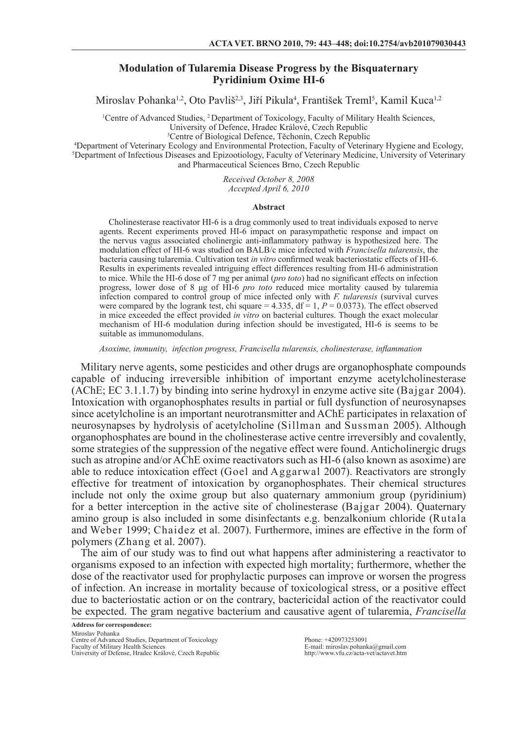# Modulation of Tularemia Disease Progress by the Bisquaternary Pyridinium Oxime HI-6

Miroslav Pohanka[1,2], Oto Pavliš[2,3], Jiří Pikula[4], František Treml[5], Kamil Kuca[1,2]

[1]Centre of Advanced Studies, [2]Department of Toxicology, Faculty of Military Health Sciences, University of Defence, Hradec Králové, Czech Republic
[3]Centre of Biological Defence, Těchonín, Czech Republic
[4]Department of Veterinary Ecology and Environmental Protection, Faculty of Veterinary Hygiene and Ecology,
[5]Department of Infectious Diseases and Epizootiology, Faculty of Veterinary Medicine, University of Veterinary and Pharmaceutical Sciences Brno, Czech Republic

*Received October 8, 2008*
*Accepted April 6, 2010*

### Abstract

Cholinesterase reactivator HI-6 is a drug commonly used to treat individuals exposed to nerve agents. Recent experiments proved HI-6 impact on parasympathetic response and impact on the nervus vagus associated cholinergic anti-inflammatory pathway is hypothesized here. The modulation effect of HI-6 was studied on BALB/c mice infected with *Francisella tularensis*, the bacteria causing tularemia. Cultivation test *in vitro* confirmed weak bacteriostatic effects of HI-6. Results in experiments revealed intriguing effect differences resulting from HI-6 administration to mice. While the HI-6 dose of 7 mg per animal (*pro toto*) had no significant effects on infection progress, lower dose of 8 µg of HI-6 *pro toto* reduced mice mortality caused by tularemia infection compared to control group of mice infected only with *F. tularensis* (survival curves were compared by the logrank test, chi square = 4.335, df = 1, $P = 0.0373$). The effect observed in mice exceeded the effect provided *in vitro* on bacterial cultures. Though the exact molecular mechanism of HI-6 modulation during infection should be investigated, HI-6 is seems to be suitable as immunomodulans.

*Asoxime, immunity, infection progress, Francisella tularensis, cholinesterase, inflammation*

Military nerve agents, some pesticides and other drugs are organophosphate compounds capable of inducing irreversible inhibition of important enzyme acetylcholinesterase (AChE; EC 3.1.1.7) by binding into serine hydroxyl in enzyme active site (Bajgar 2004). Intoxication with organophosphates results in partial or full dysfunction of neurosynapses since acetylcholine is an important neurotransmitter and AChE participates in relaxation of neurosynapses by hydrolysis of acetylcholine (Sillman and Sussman 2005). Although organophosphates are bound in the cholinesterase active centre irreversibly and covalently, some strategies of the suppression of the negative effect were found. Anticholinergic drugs such as atropine and/or AChE oxime reactivators such as HI-6 (also known as asoxime) are able to reduce intoxication effect (Goel and Aggarwal 2007). Reactivators are strongly effective for treatment of intoxication by organophosphates. Their chemical structures include not only the oxime group but also quaternary ammonium group (pyridinium) for a better interception in the active site of cholinesterase (Bajgar 2004). Quaternary amino group is also included in some disinfectants e.g. benzalkonium chloride (Rutala and Weber 1999; Chaidez et al. 2007). Furthermore, imines are effective in the form of polymers (Zhang et al. 2007).

The aim of our study was to find out what happens after administering a reactivator to organisms exposed to an infection with expected high mortality; furthermore, whether the dose of the reactivator used for prophylactic purposes can improve or worsen the progress of infection. An increase in mortality because of toxicological stress, or a positive effect due to bacteriostatic action or on the contrary, bactericidal action of the reactivator could be expected. The gram negative bacterium and causative agent of tularemia, *Francisella*

**Address for correspondence:**
Miroslav Pohanka
Centre of Advanced Studies, Department of Toxicology
Faculty of Military Health Sciences
University of Defense, Hradec Králové, Czech Republic

Phone: +420973253091
E-mail: miroslav.pohanka@gmail.com
http://www.vfu.cz/acta-vet/actavet.htm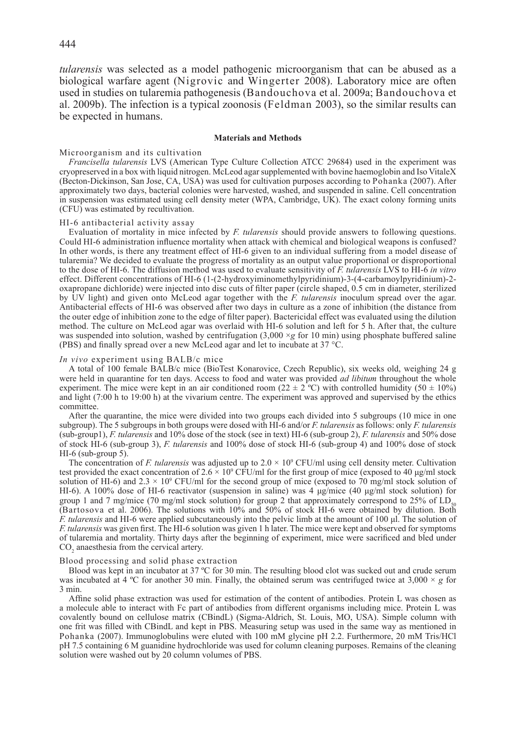*tularensis* was selected as a model pathogenic microorganism that can be abused as a biological warfare agent (Nigrovic and Wingerter 2008). Laboratory mice are often used in studies on tularemia pathogenesis (Bandouchova et al. 2009a; Bandouchova et al. 2009b). The infection is a typical zoonosis (Feldman 2003), so the similar results can be expected in humans.

## Materials and Methods

### Microorganism and its cultivation

*Francisella tularensis* LVS (American Type Culture Collection ATCC 29684) used in the experiment was cryopreserved in a box with liquid nitrogen. McLeod agar supplemented with bovine haemoglobin and Iso VitaleX (Becton-Dickinson, San Jose, CA, USA) was used for cultivation purposes according to Pohanka (2007). After approximately two days, bacterial colonies were harvested, washed, and suspended in saline. Cell concentration in suspension was estimated using cell density meter (WPA, Cambridge, UK). The exact colony forming units (CFU) was estimated by recultivation.

### HI-6 antibacterial activity assay

Evaluation of mortality in mice infected by *F. tularensis* should provide answers to following questions. Could HI-6 administration influence mortality when attack with chemical and biological weapons is confused? In other words, is there any treatment effect of HI-6 given to an individual suffering from a model disease of tularemia? We decided to evaluate the progress of mortality as an output value proportional or disproportional to the dose of HI-6. The diffusion method was used to evaluate sensitivity of *F. tularensis* LVS to HI-6 *in vitro* effect. Different concentrations of HI-6 (1-(2-hydroxyiminomethylpyridinium)-3-(4-carbamoylpyridinium)-2-oxapropane dichloride) were injected into disc cuts of filter paper (circle shaped, 0.5 cm in diameter, sterilized by UV light) and given onto McLeod agar together with the *F. tularensis* inoculum spread over the agar. Antibacterial effects of HI-6 was observed after two days in culture as a zone of inhibition (the distance from the outer edge of inhibition zone to the edge of filter paper). Bactericidal effect was evaluated using the dilution method. The culture on McLeod agar was overlaid with HI-6 solution and left for 5 h. After that, the culture was suspended into solution, washed by centrifugation (3,000 $\times g$ for 10 min) using phosphate buffered saline (PBS) and finally spread over a new McLeod agar and let to incubate at 37 °C.

### *In vivo* experiment using BALB/c mice

A total of 100 female BALB/c mice (BioTest Konarovice, Czech Republic), six weeks old, weighing 24 g were held in quarantine for ten days. Access to food and water was provided *ad libitum* throughout the whole experiment. The mice were kept in an air conditioned room (22 ± 2 ºC) with controlled humidity (50 ± 10%) and light (7:00 h to 19:00 h) at the vivarium centre. The experiment was approved and supervised by the ethics committee.

After the quarantine, the mice were divided into two groups each divided into 5 subgroups (10 mice in one subgroup). The 5 subgroups in both groups were dosed with HI-6 and/or *F. tularensis* as follows: only *F. tularensis* (sub-group1), *F. tularensis* and 10% dose of the stock (see in text) HI-6 (sub-group 2), *F. tularensis* and 50% dose of stock HI-6 (sub-group 3), *F. tularensis* and 100% dose of stock HI-6 (sub-group 4) and 100% dose of stock HI-6 (sub-group 5).

The concentration of *F. tularensis* was adjusted up to $2.0 \times 10^9$ CFU/ml using cell density meter. Cultivation test provided the exact concentration of $2.6 \times 10^9$ CFU/ml for the first group of mice (exposed to 40 µg/ml stock solution of HI-6) and $2.3 \times 10^9$ CFU/ml for the second group of mice (exposed to 70 mg/ml stock solution of HI-6). A 100% dose of HI-6 reactivator (suspension in saline) was 4 µg/mice (40 µg/ml stock solution) for group 1 and 7 mg/mice (70 mg/ml stock solution) for group 2 that approximately correspond to 25% of $LD_{50}$ (Bartosova et al. 2006). The solutions with 10% and 50% of stock HI-6 were obtained by dilution. Both *F. tularensis* and HI-6 were applied subcutaneously into the pelvic limb at the amount of 100 µl. The solution of *F. tularensis* was given first. The HI-6 solution was given 1 h later. The mice were kept and observed for symptoms of tularemia and mortality. Thirty days after the beginning of experiment, mice were sacrificed and bled under $CO_2$ anaesthesia from the cervical artery.

### Blood processing and solid phase extraction

Blood was kept in an incubator at 37 ºC for 30 min. The resulting blood clot was sucked out and crude serum was incubated at 4 ºC for another 30 min. Finally, the obtained serum was centrifuged twice at 3,000 $\times g$ for 3 min.

Affine solid phase extraction was used for estimation of the content of antibodies. Protein L was chosen as a molecule able to interact with Fc part of antibodies from different organisms including mice. Protein L was covalently bound on cellulose matrix (CBindL) (Sigma-Aldrich, St. Louis, MO, USA). Simple column with one frit was filled with CBindL and kept in PBS. Measuring setup was used in the same way as mentioned in Pohanka (2007). Immunoglobulins were eluted with 100 mM glycine pH 2.2. Furthermore, 20 mM Tris/HCl pH 7.5 containing 6 M guanidine hydrochloride was used for column cleaning purposes. Remains of the cleaning solution were washed out by 20 column volumes of PBS.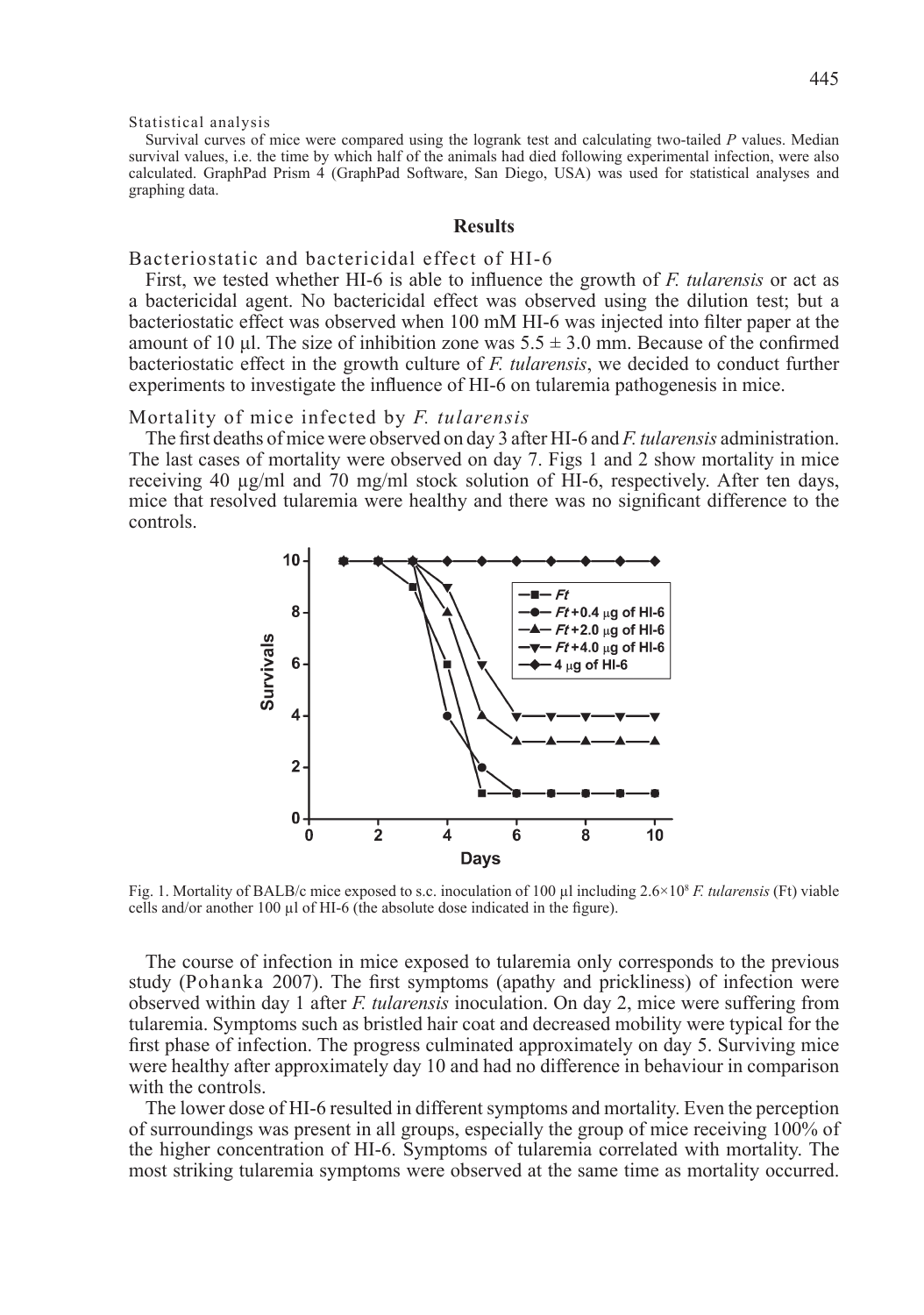Statistical analysis

Survival curves of mice were compared using the logrank test and calculating two-tailed *P* values. Median survival values, i.e. the time by which half of the animals had died following experimental infection, were also calculated. GraphPad Prism 4 (GraphPad Software, San Diego, USA) was used for statistical analyses and graphing data.

## Results

### Bacteriostatic and bactericidal effect of HI-6

First, we tested whether HI-6 is able to influence the growth of *F. tularensis* or act as a bactericidal agent. No bactericidal effect was observed using the dilution test; but a bacteriostatic effect was observed when 100 mM HI-6 was injected into filter paper at the amount of 10 µl. The size of inhibition zone was $5.5 \pm 3.0$ mm. Because of the confirmed bacteriostatic effect in the growth culture of *F. tularensis*, we decided to conduct further experiments to investigate the influence of HI-6 on tularemia pathogenesis in mice.

### Mortality of mice infected by *F. tularensis*

The first deaths of mice were observed on day 3 after HI-6 and *F. tularensis* administration. The last cases of mortality were observed on day 7. Figs 1 and 2 show mortality in mice receiving 40 µg/ml and 70 mg/ml stock solution of HI-6, respectively. After ten days, mice that resolved tularemia were healthy and there was no significant difference to the controls.

Fig. 1. Mortality of BALB/c mice exposed to s.c. inoculation of 100 µl including $2.6\times10^8$ *F. tularensis* (Ft) viable cells and/or another 100 µl of HI-6 (the absolute dose indicated in the figure).

The course of infection in mice exposed to tularemia only corresponds to the previous study (Pohanka 2007). The first symptoms (apathy and prickliness) of infection were observed within day 1 after *F. tularensis* inoculation. On day 2, mice were suffering from tularemia. Symptoms such as bristled hair coat and decreased mobility were typical for the first phase of infection. The progress culminated approximately on day 5. Surviving mice were healthy after approximately day 10 and had no difference in behaviour in comparison with the controls.

The lower dose of HI-6 resulted in different symptoms and mortality. Even the perception of surroundings was present in all groups, especially the group of mice receiving 100% of the higher concentration of HI-6. Symptoms of tularemia correlated with mortality. The most striking tularemia symptoms were observed at the same time as mortality occurred.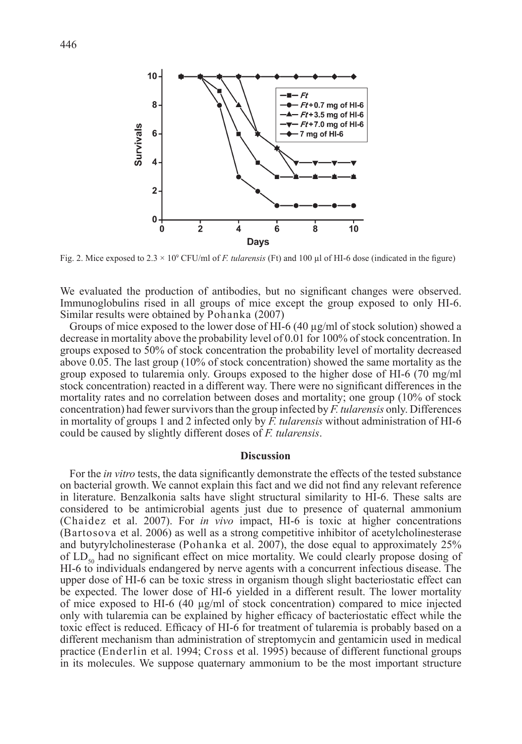Fig. 2. Mice exposed to $2.3 \times 10^9$ CFU/ml of *F. tularensis* (Ft) and 100 µl of HI-6 dose (indicated in the figure)

We evaluated the production of antibodies, but no significant changes were observed. Immunoglobulins rised in all groups of mice except the group exposed to only HI-6. Similar results were obtained by Pohanka (2007)

Groups of mice exposed to the lower dose of HI-6 (40 µg/ml of stock solution) showed a decrease in mortality above the probability level of 0.01 for 100% of stock concentration. In groups exposed to 50% of stock concentration the probability level of mortality decreased above 0.05. The last group (10% of stock concentration) showed the same mortality as the group exposed to tularemia only. Groups exposed to the higher dose of HI-6 (70 mg/ml stock concentration) reacted in a different way. There were no significant differences in the mortality rates and no correlation between doses and mortality; one group (10% of stock concentration) had fewer survivors than the group infected by *F. tularensis* only. Differences in mortality of groups 1 and 2 infected only by *F. tularensis* without administration of HI-6 could be caused by slightly different doses of *F. tularensis*.

## Discussion

For the *in vitro* tests, the data significantly demonstrate the effects of the tested substance on bacterial growth. We cannot explain this fact and we did not find any relevant reference in literature. Benzalkonia salts have slight structural similarity to HI-6. These salts are considered to be antimicrobial agents just due to presence of quaternal ammonium (Chaidez et al. 2007). For *in vivo* impact, HI-6 is toxic at higher concentrations (Bartosova et al. 2006) as well as a strong competitive inhibitor of acetylcholinesterase and butyrylcholinesterase (Pohanka et al. 2007), the dose equal to approximately 25% of $LD_{50}$ had no significant effect on mice mortality. We could clearly propose dosing of HI-6 to individuals endangered by nerve agents with a concurrent infectious disease. The upper dose of HI-6 can be toxic stress in organism though slight bacteriostatic effect can be expected. The lower dose of HI-6 yielded in a different result. The lower mortality of mice exposed to HI-6 (40 µg/ml of stock concentration) compared to mice injected only with tularemia can be explained by higher efficacy of bacteriostatic effect while the toxic effect is reduced. Efficacy of HI-6 for treatment of tularemia is probably based on a different mechanism than administration of streptomycin and gentamicin used in medical practice (Enderlin et al. 1994; Cross et al. 1995) because of different functional groups in its molecules. We suppose quaternary ammonium to be the most important structure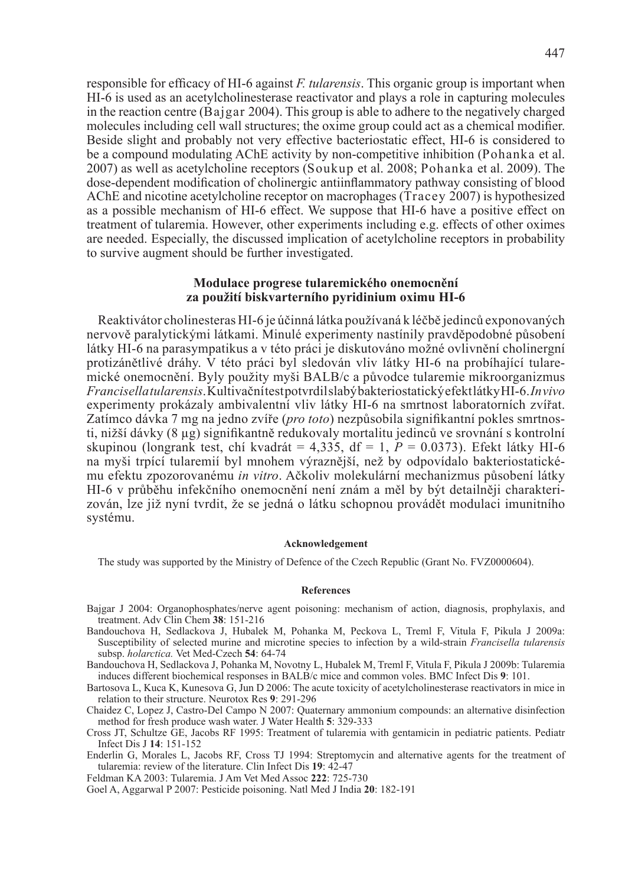responsible for efficacy of HI-6 against *F. tularensis*. This organic group is important when HI-6 is used as an acetylcholinesterase reactivator and plays a role in capturing molecules in the reaction centre (Bajgar 2004). This group is able to adhere to the negatively charged molecules including cell wall structures; the oxime group could act as a chemical modifier. Beside slight and probably not very effective bacteriostatic effect, HI-6 is considered to be a compound modulating AChE activity by non-competitive inhibition (Pohanka et al. 2007) as well as acetylcholine receptors (Soukup et al. 2008; Pohanka et al. 2009). The dose-dependent modification of cholinergic antiinflammatory pathway consisting of blood AChE and nicotine acetylcholine receptor on macrophages (Tracey 2007) is hypothesized as a possible mechanism of HI-6 effect. We suppose that HI-6 have a positive effect on treatment of tularemia. However, other experiments including e.g. effects of other oximes are needed. Especially, the discussed implication of acetylcholine receptors in probability to survive augment should be further investigated.

## Modulace progrese tularemického onemocnění za použití biskvarterního pyridinium oximu HI-6

Reaktivátor cholinesteras HI-6 je účinná látka používaná k léčbě jedinců exponovaných nervově paralytickými látkami. Minulé experimenty nastínily pravděpodobné působení látky HI-6 na parasympatikus a v této práci je diskutováno možné ovlivnění cholinergní protizánětlivé dráhy. V této práci byl sledován vliv látky HI-6 na probíhající tularemické onemocnění. Byly použity myši BALB/c a původce tularemie mikroorganizmus *Francisella tularensis*. Kultivační test potvrdil slabý bakteriostatický efekt látky HI-6. *In vivo* experimenty prokázaly ambivalentní vliv látky HI-6 na smrtnost laboratorních zvířat. Zatímco dávka 7 mg na jedno zvíře (*pro toto*) nezpůsobila signifikantní pokles smrtnosti, nižší dávky (8 µg) signifikantně redukovaly mortalitu jedinců ve srovnání s kontrolní skupinou (longrank test, chí kvadrát = 4,335, df = 1, $P = 0.0373$). Efekt látky HI-6 na myši trpící tularemií byl mnohem výraznější, než by odpovídalo bakteriostatickému efektu zpozorovanému *in vitro*. Ačkoliv molekulární mechanizmus působení látky HI-6 v průběhu infekčního onemocnění není znám a měl by být detailněji charakterizován, lze již nyní tvrdit, že se jedná o látku schopnou provádět modulaci imunitního systému.

#### Acknowledgement

The study was supported by the Ministry of Defence of the Czech Republic (Grant No. FVZ0000604).

#### References

Bajgar J 2004: Organophosphates/nerve agent poisoning: mechanism of action, diagnosis, prophylaxis, and treatment. Adv Clin Chem **38**: 151-216

Bandouchova H, Sedlackova J, Hubalek M, Pohanka M, Peckova L, Treml F, Vitula F, Pikula J 2009a: Susceptibility of selected murine and microtine species to infection by a wild-strain *Francisella tularensis* subsp. *holarctica.* Vet Med-Czech **54**: 64-74

Bandouchova H, Sedlackova J, Pohanka M, Novotny L, Hubalek M, Treml F, Vitula F, Pikula J 2009b: Tularemia induces different biochemical responses in BALB/c mice and common voles. BMC Infect Dis **9**: 101.

Bartosova L, Kuca K, Kunesova G, Jun D 2006: The acute toxicity of acetylcholinesterase reactivators in mice in relation to their structure. Neurotox Res **9**: 291-296

Chaidez C, Lopez J, Castro-Del Campo N 2007: Quaternary ammonium compounds: an alternative disinfection method for fresh produce wash water. J Water Health **5**: 329-333

Cross JT, Schultze GE, Jacobs RF 1995: Treatment of tularemia with gentamicin in pediatric patients. Pediatr Infect Dis J **14**: 151-152

Enderlin G, Morales L, Jacobs RF, Cross TJ 1994: Streptomycin and alternative agents for the treatment of tularemia: review of the literature. Clin Infect Dis **19**: 42-47

Feldman KA 2003: Tularemia. J Am Vet Med Assoc **222**: 725-730

Goel A, Aggarwal P 2007: Pesticide poisoning. Natl Med J India **20**: 182-191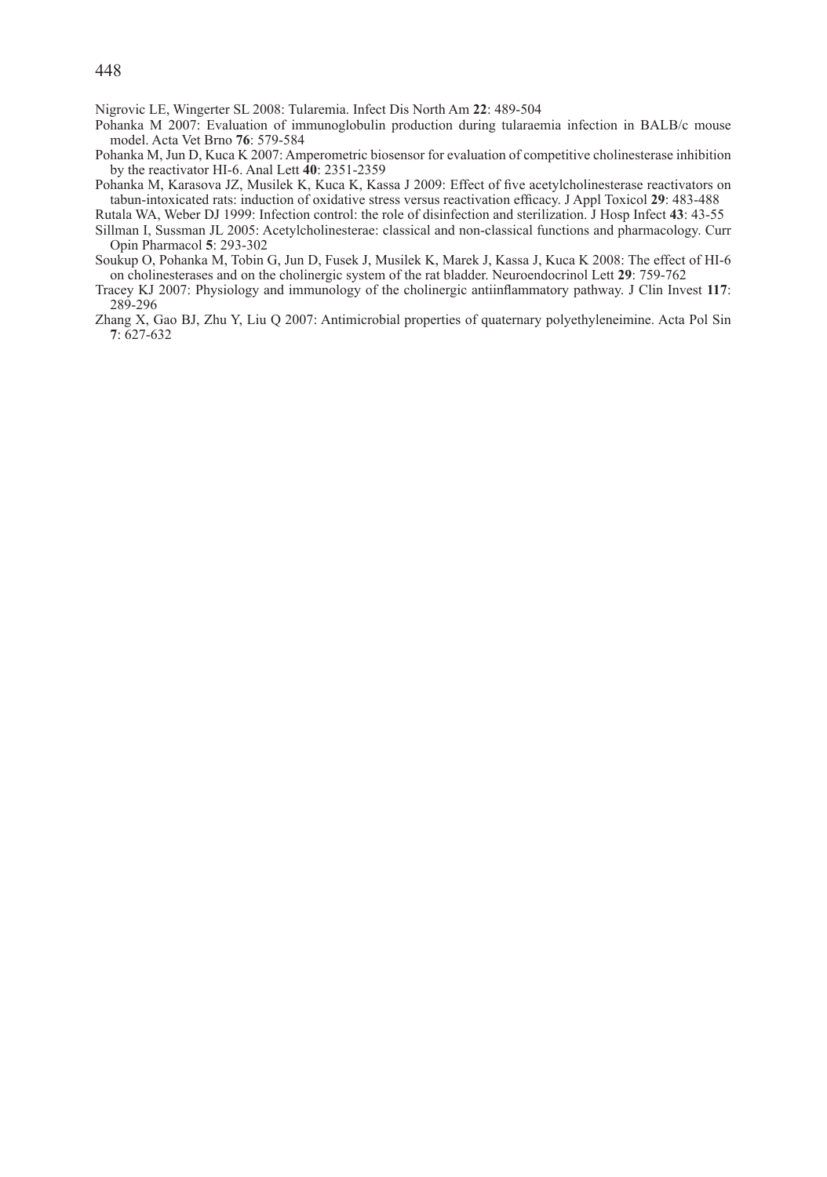Nigrovic LE, Wingerter SL 2008: Tularemia. Infect Dis North Am **22**: 489-504

Pohanka M 2007: Evaluation of immunoglobulin production during tularaemia infection in BALB/c mouse model. Acta Vet Brno **76**: 579-584

Pohanka M, Jun D, Kuca K 2007: Amperometric biosensor for evaluation of competitive cholinesterase inhibition by the reactivator HI-6. Anal Lett **40**: 2351-2359

Pohanka M, Karasova JZ, Musilek K, Kuca K, Kassa J 2009: Effect of five acetylcholinesterase reactivators on tabun-intoxicated rats: induction of oxidative stress versus reactivation efficacy. J Appl Toxicol **29**: 483-488

Rutala WA, Weber DJ 1999: Infection control: the role of disinfection and sterilization. J Hosp Infect **43**: 43-55

Sillman I, Sussman JL 2005: Acetylcholinesterae: classical and non-classical functions and pharmacology. Curr Opin Pharmacol **5**: 293-302

Soukup O, Pohanka M, Tobin G, Jun D, Fusek J, Musilek K, Marek J, Kassa J, Kuca K 2008: The effect of HI-6 on cholinesterases and on the cholinergic system of the rat bladder. Neuroendocrinol Lett **29**: 759-762

Tracey KJ 2007: Physiology and immunology of the cholinergic antiinflammatory pathway. J Clin Invest **117**: 289-296

Zhang X, Gao BJ, Zhu Y, Liu Q 2007: Antimicrobial properties of quaternary polyethyleneimine. Acta Pol Sin **7**: 627-632